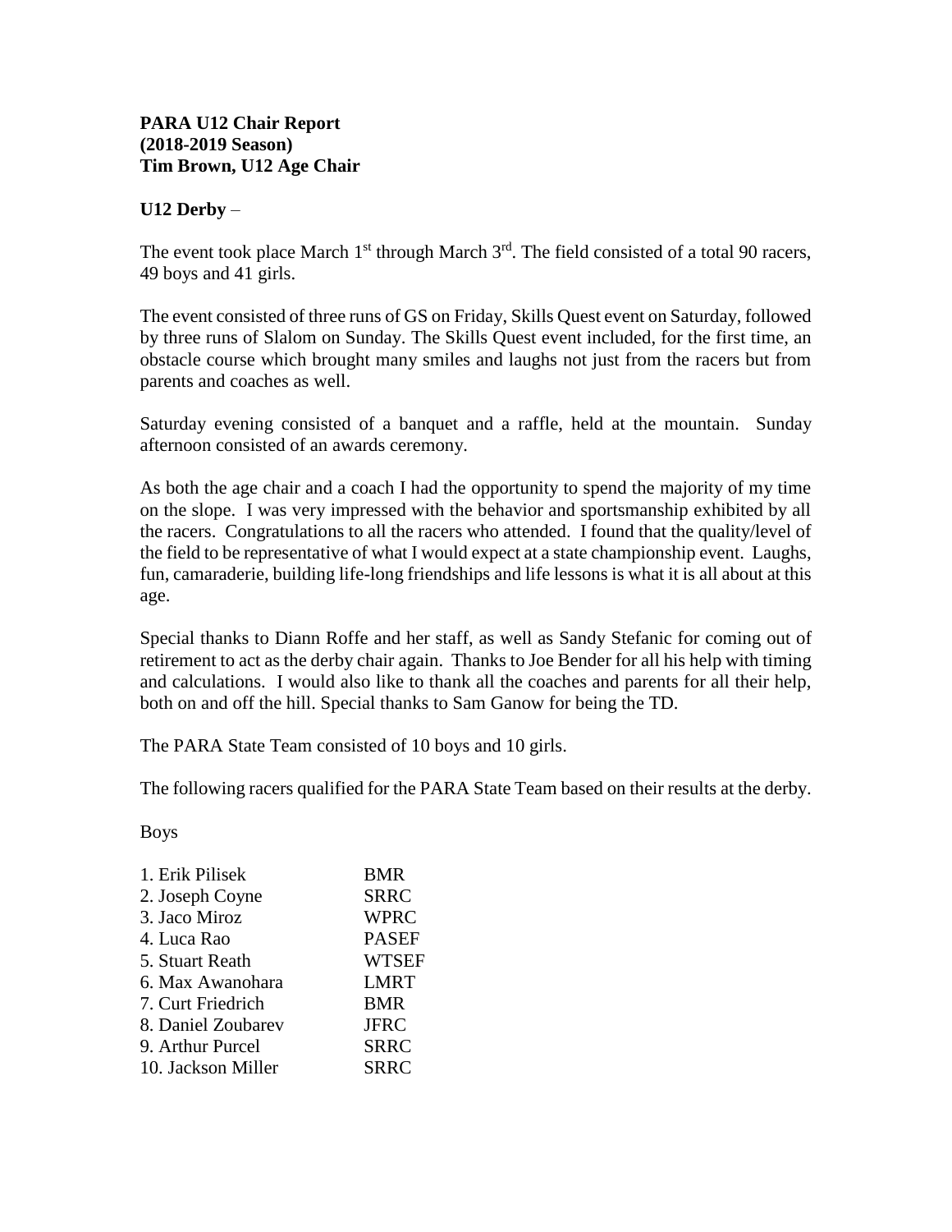**PARA U12 Chair Report**
**(2018-2019 Season)**
**Tim Brown, U12 Age Chair**

**U12 Derby** –

The event took place March 1st through March 3rd. The field consisted of a total 90 racers, 49 boys and 41 girls.

The event consisted of three runs of GS on Friday, Skills Quest event on Saturday, followed by three runs of Slalom on Sunday. The Skills Quest event included, for the first time, an obstacle course which brought many smiles and laughs not just from the racers but from parents and coaches as well.

Saturday evening consisted of a banquet and a raffle, held at the mountain. Sunday afternoon consisted of an awards ceremony.

As both the age chair and a coach I had the opportunity to spend the majority of my time on the slope. I was very impressed with the behavior and sportsmanship exhibited by all the racers. Congratulations to all the racers who attended. I found that the quality/level of the field to be representative of what I would expect at a state championship event. Laughs, fun, camaraderie, building life-long friendships and life lessons is what it is all about at this age.

Special thanks to Diann Roffe and her staff, as well as Sandy Stefanic for coming out of retirement to act as the derby chair again. Thanks to Joe Bender for all his help with timing and calculations. I would also like to thank all the coaches and parents for all their help, both on and off the hill. Special thanks to Sam Ganow for being the TD.

The PARA State Team consisted of 10 boys and 10 girls.

The following racers qualified for the PARA State Team based on their results at the derby.

Boys

| | |
|---|---|
| 1. Erik Pilisek | BMR |
| 2. Joseph Coyne | SRRC |
| 3. Jaco Miroz | WPRC |
| 4. Luca Rao | PASEF |
| 5. Stuart Reath | WTSEF |
| 6. Max Awanohara | LMRT |
| 7. Curt Friedrich | BMR |
| 8. Daniel Zoubarev | JFRC |
| 9. Arthur Purcel | SRRC |
| 10. Jackson Miller | SRRC |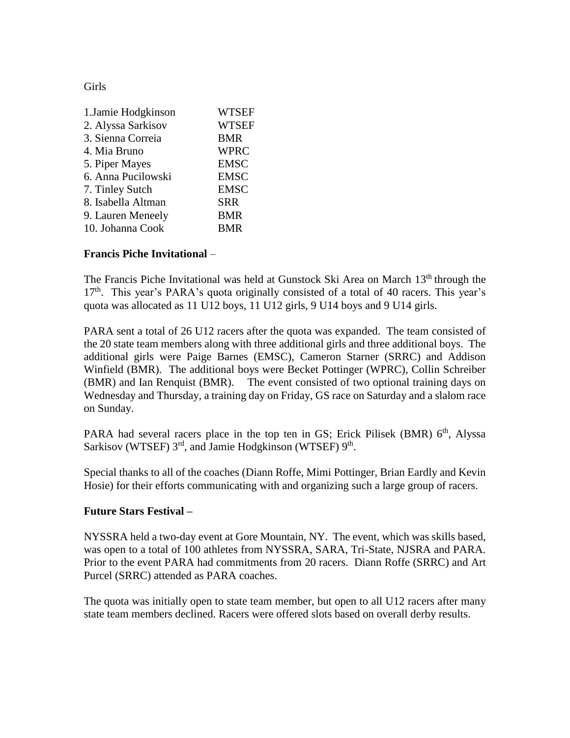Girls

| | |
|---|---|
| 1.Jamie Hodgkinson | WTSEF |
| 2. Alyssa Sarkisov | WTSEF |
| 3. Sienna Correia | BMR |
| 4. Mia Bruno | WPRC |
| 5. Piper Mayes | EMSC |
| 6. Anna Pucilowski | EMSC |
| 7. Tinley Sutch | EMSC |
| 8. Isabella Altman | SRR |
| 9. Lauren Meneely | BMR |
| 10. Johanna Cook | BMR |

**Francis Piche Invitational** –

The Francis Piche Invitational was held at Gunstock Ski Area on March 13th through the 17th. This year's PARA's quota originally consisted of a total of 40 racers. This year's quota was allocated as 11 U12 boys, 11 U12 girls, 9 U14 boys and 9 U14 girls.

PARA sent a total of 26 U12 racers after the quota was expanded. The team consisted of the 20 state team members along with three additional girls and three additional boys. The additional girls were Paige Barnes (EMSC), Cameron Starner (SRRC) and Addison Winfield (BMR). The additional boys were Becket Pottinger (WPRC), Collin Schreiber (BMR) and Ian Renquist (BMR). The event consisted of two optional training days on Wednesday and Thursday, a training day on Friday, GS race on Saturday and a slalom race on Sunday.

PARA had several racers place in the top ten in GS; Erick Pilisek (BMR) 6th, Alyssa Sarkisov (WTSEF) 3rd, and Jamie Hodgkinson (WTSEF) 9th.

Special thanks to all of the coaches (Diann Roffe, Mimi Pottinger, Brian Eardly and Kevin Hosie) for their efforts communicating with and organizing such a large group of racers.

**Future Stars Festival –**

NYSSRA held a two-day event at Gore Mountain, NY. The event, which was skills based, was open to a total of 100 athletes from NYSSRA, SARA, Tri-State, NJSRA and PARA. Prior to the event PARA had commitments from 20 racers. Diann Roffe (SRRC) and Art Purcel (SRRC) attended as PARA coaches.

The quota was initially open to state team member, but open to all U12 racers after many state team members declined. Racers were offered slots based on overall derby results.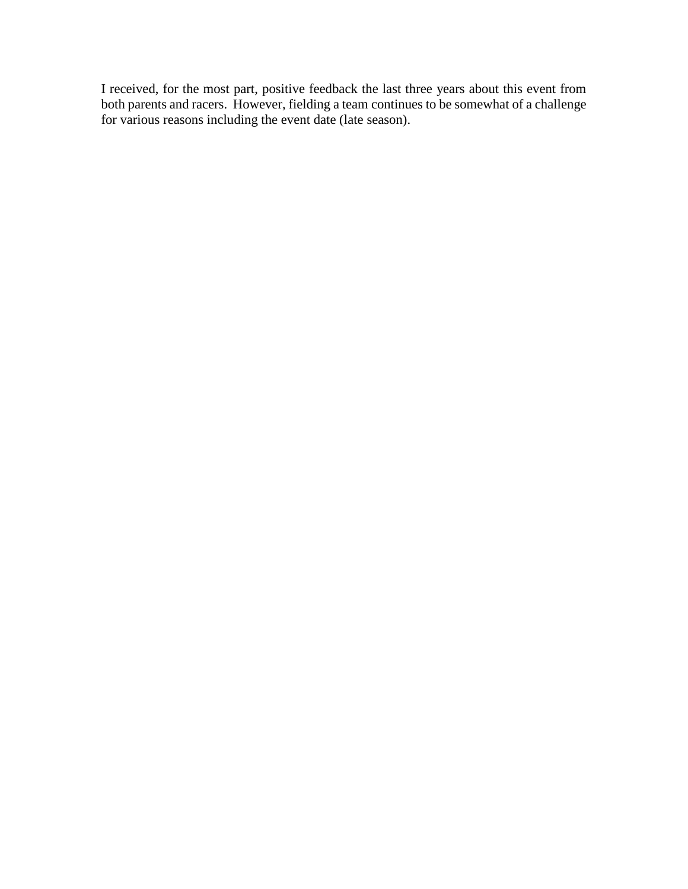I received, for the most part, positive feedback the last three years about this event from both parents and racers. However, fielding a team continues to be somewhat of a challenge for various reasons including the event date (late season).